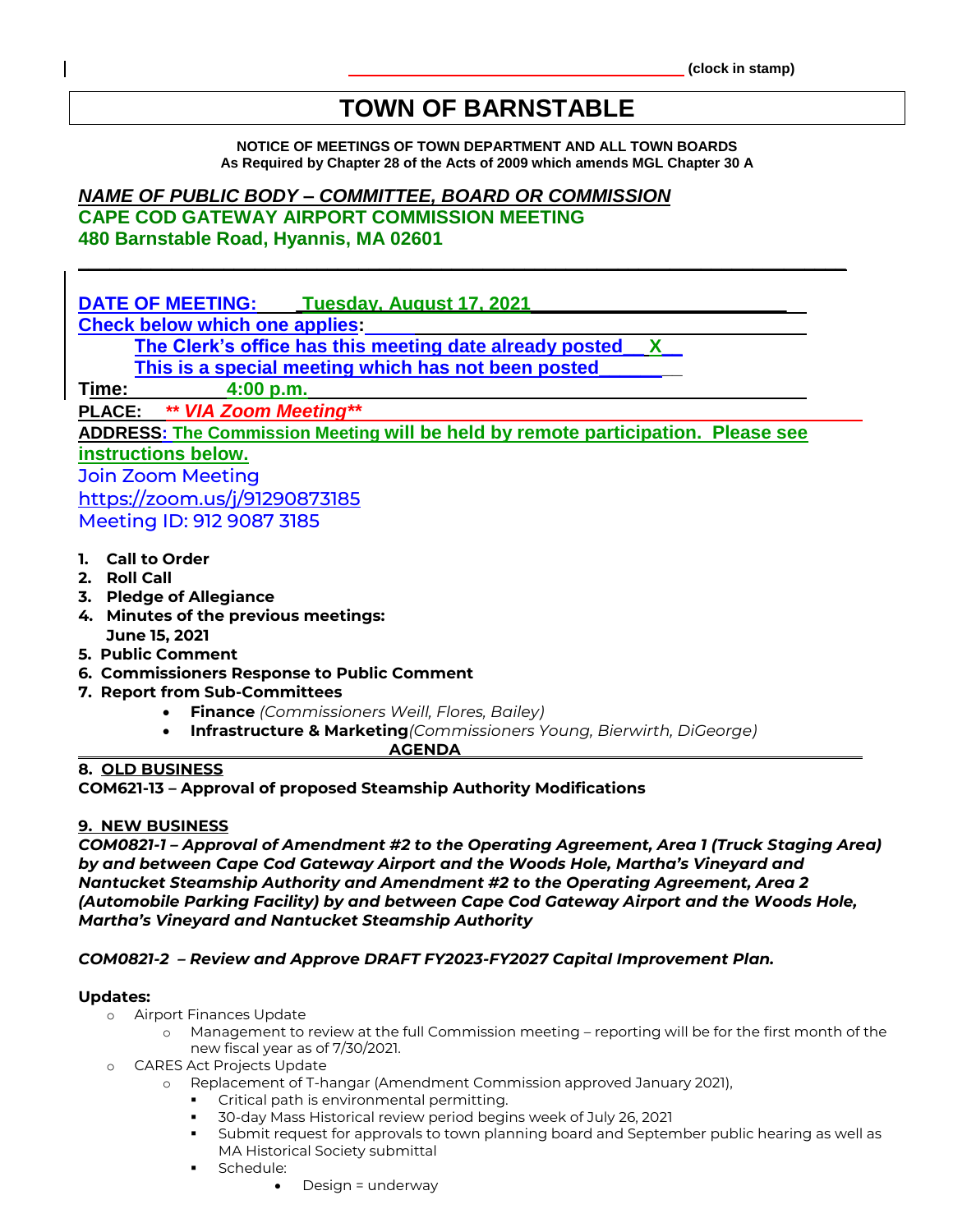_______________________________________ **(clock in stamp)**

# TOWN OF BARNSTABLE

**NOTICE OF MEETINGS OF TOWN DEPARTMENT AND ALL TOWN BOARDS**
**As Required by Chapter 28 of the Acts of 2009 which amends MGL Chapter 30 A**

***NAME OF PUBLIC BODY – COMMITTEE, BOARD OR COMMISSION***
**CAPE COD GATEWAY AIRPORT COMMISSION MEETING**
**480 Barnstable Road, Hyannis, MA 02601**

---

**DATE OF MEETING: Tuesday, August 17, 2021**
**Check below which one applies:**
**The Clerk's office has this meeting date already posted \_\_X\_\_**
**This is a special meeting which has not been posted \_\_\_\_\_\_**
**Time: 4:00 p.m.**
**PLACE: *\*\* VIA Zoom Meeting\*\****
**ADDRESS: The Commission Meeting will be held by remote participation. Please see instructions below.**
Join Zoom Meeting
https://zoom.us/j/91290873185
Meeting ID: 912 9087 3185

1. **Call to Order**
2. **Roll Call**
3. **Pledge of Allegiance**
4. **Minutes of the previous meetings:**
   **June 15, 2021**
5. **Public Comment**
6. **Commissioners Response to Public Comment**
7. **Report from Sub-Committees**
   - **Finance** *(Commissioners Weill, Flores, Bailey)*
   - **Infrastructure & Marketing** *(Commissioners Young, Bierwirth, DiGeorge)*

**AGENDA**

---

**8. OLD BUSINESS**
**COM621-13 – Approval of proposed Steamship Authority Modifications**

**9. NEW BUSINESS**
***COM0821-1 – Approval of Amendment #2 to the Operating Agreement, Area 1 (Truck Staging Area) by and between Cape Cod Gateway Airport and the Woods Hole, Martha's Vineyard and Nantucket Steamship Authority and Amendment #2 to the Operating Agreement, Area 2 (Automobile Parking Facility) by and between Cape Cod Gateway Airport and the Woods Hole, Martha's Vineyard and Nantucket Steamship Authority***

***COM0821-2 – Review and Approve DRAFT FY2023-FY2027 Capital Improvement Plan.***

**Updates:**
- Airport Finances Update
  - Management to review at the full Commission meeting – reporting will be for the first month of the new fiscal year as of 7/30/2021.
- CARES Act Projects Update
  - Replacement of T-hangar (Amendment Commission approved January 2021),
    - Critical path is environmental permitting.
    - 30-day Mass Historical review period begins week of July 26, 2021
    - Submit request for approvals to town planning board and September public hearing as well as MA Historical Society submittal
    - Schedule:
      - Design = underway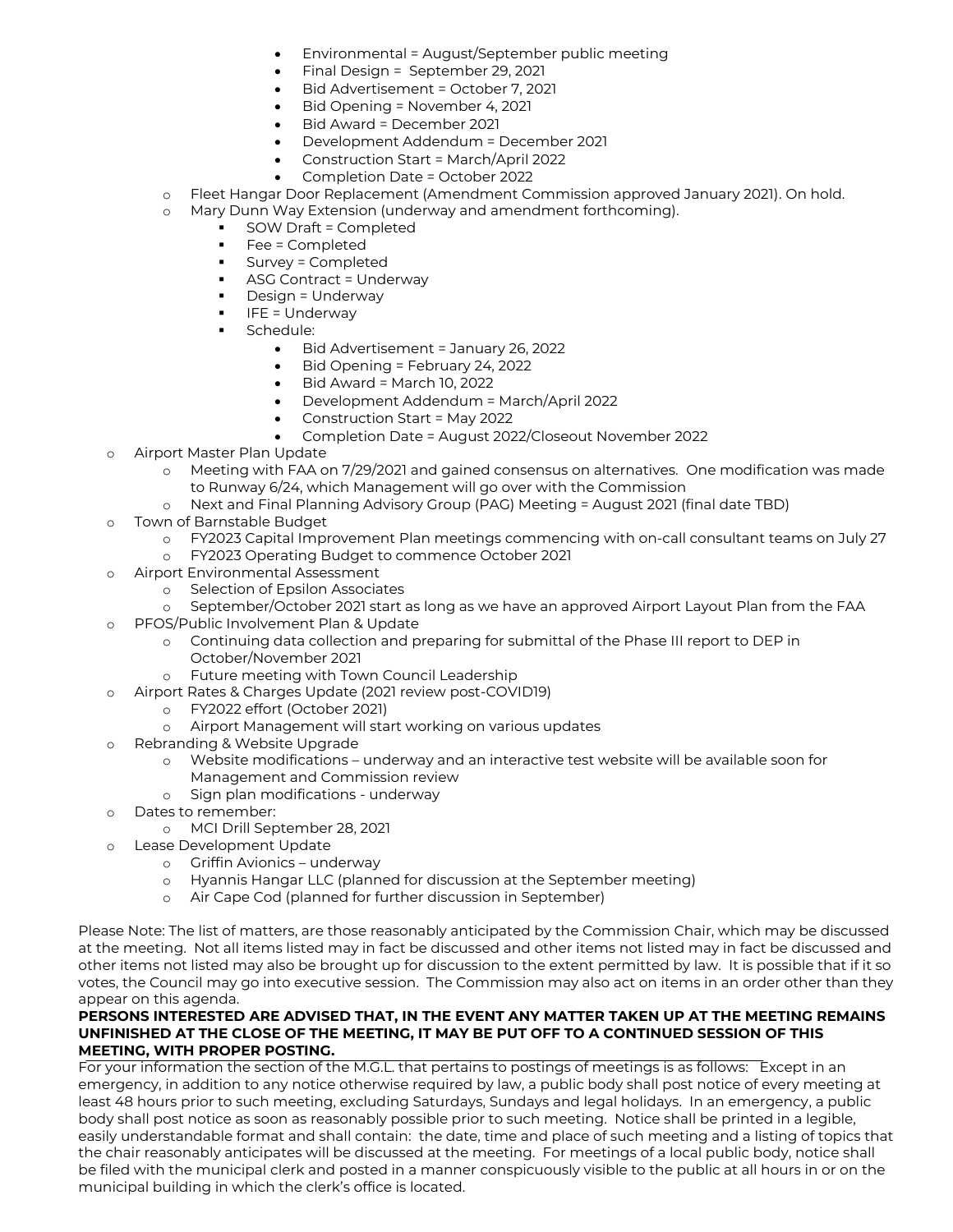- Environmental = August/September public meeting
    - Final Design = September 29, 2021
    - Bid Advertisement = October 7, 2021
    - Bid Opening = November 4, 2021
    - Bid Award = December 2021
    - Development Addendum = December 2021
    - Construction Start = March/April 2022
    - Completion Date = October 2022
  - Fleet Hangar Door Replacement (Amendment Commission approved January 2021). On hold.
  - Mary Dunn Way Extension (underway and amendment forthcoming).
    - SOW Draft = Completed
    - Fee = Completed
    - Survey = Completed
    - ASG Contract = Underway
    - Design = Underway
    - IFE = Underway
    - Schedule:
      - Bid Advertisement = January 26, 2022
      - Bid Opening = February 24, 2022
      - Bid Award = March 10, 2022
      - Development Addendum = March/April 2022
      - Construction Start = May 2022
      - Completion Date = August 2022/Closeout November 2022
- Airport Master Plan Update
  - Meeting with FAA on 7/29/2021 and gained consensus on alternatives. One modification was made to Runway 6/24, which Management will go over with the Commission
  - Next and Final Planning Advisory Group (PAG) Meeting = August 2021 (final date TBD)
- Town of Barnstable Budget
  - FY2023 Capital Improvement Plan meetings commencing with on-call consultant teams on July 27
  - FY2023 Operating Budget to commence October 2021
- Airport Environmental Assessment
  - Selection of Epsilon Associates
  - September/October 2021 start as long as we have an approved Airport Layout Plan from the FAA
- PFOS/Public Involvement Plan & Update
  - Continuing data collection and preparing for submittal of the Phase III report to DEP in October/November 2021
  - Future meeting with Town Council Leadership
- Airport Rates & Charges Update (2021 review post-COVID19)
  - FY2022 effort (October 2021)
  - Airport Management will start working on various updates
- Rebranding & Website Upgrade
  - Website modifications – underway and an interactive test website will be available soon for Management and Commission review
  - Sign plan modifications - underway
- Dates to remember:
  - MCI Drill September 28, 2021
- Lease Development Update
  - Griffin Avionics – underway
  - Hyannis Hangar LLC (planned for discussion at the September meeting)
  - Air Cape Cod (planned for further discussion in September)

Please Note: The list of matters, are those reasonably anticipated by the Commission Chair, which may be discussed at the meeting. Not all items listed may in fact be discussed and other items not listed may in fact be discussed and other items not listed may also be brought up for discussion to the extent permitted by law. It is possible that if it so votes, the Council may go into executive session. The Commission may also act on items in an order other than they appear on this agenda.

**PERSONS INTERESTED ARE ADVISED THAT, IN THE EVENT ANY MATTER TAKEN UP AT THE MEETING REMAINS UNFINISHED AT THE CLOSE OF THE MEETING, IT MAY BE PUT OFF TO A CONTINUED SESSION OF THIS MEETING, WITH PROPER POSTING.**

For your information the section of the M.G.L. that pertains to postings of meetings is as follows: Except in an emergency, in addition to any notice otherwise required by law, a public body shall post notice of every meeting at least 48 hours prior to such meeting, excluding Saturdays, Sundays and legal holidays. In an emergency, a public body shall post notice as soon as reasonably possible prior to such meeting. Notice shall be printed in a legible, easily understandable format and shall contain: the date, time and place of such meeting and a listing of topics that the chair reasonably anticipates will be discussed at the meeting. For meetings of a local public body, notice shall be filed with the municipal clerk and posted in a manner conspicuously visible to the public at all hours in or on the municipal building in which the clerk's office is located.